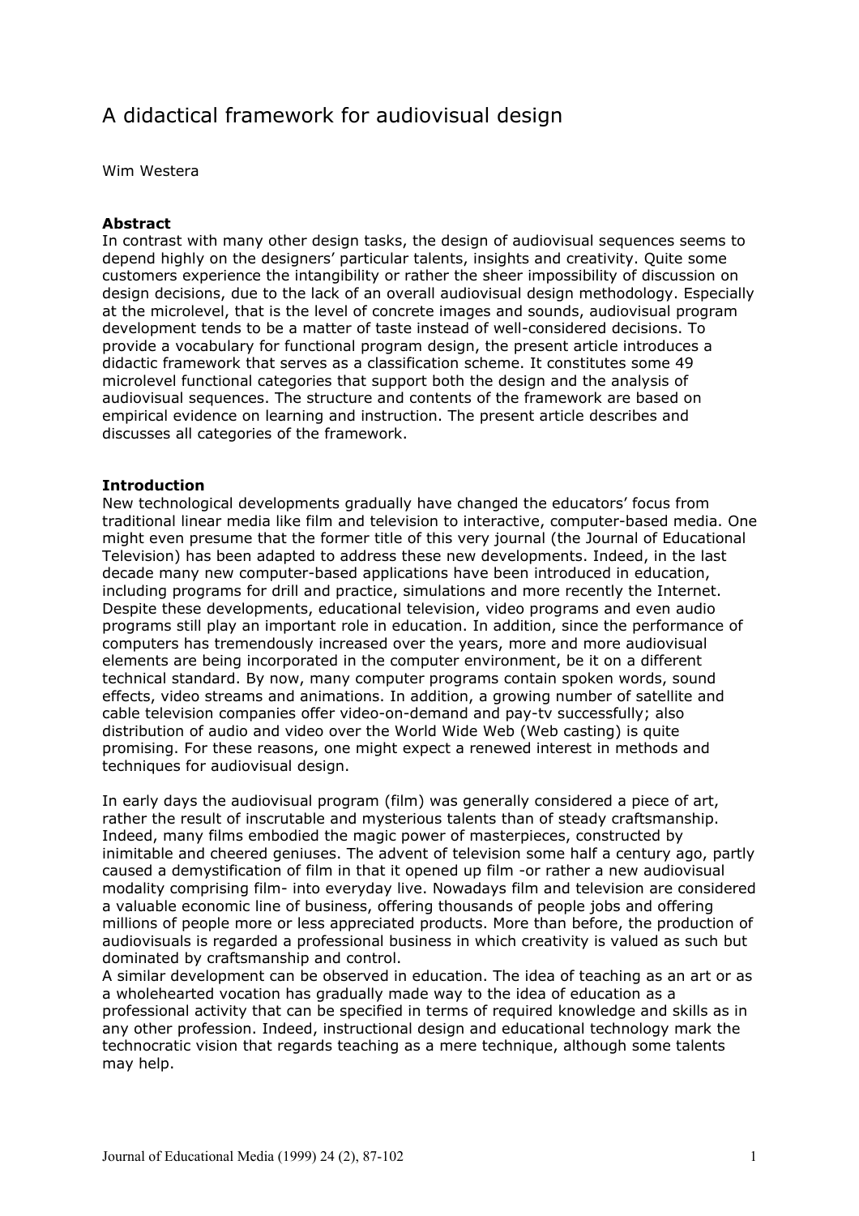# A didactical framework for audiovisual design

Wim Westera

**Abstract**

In contrast with many other design tasks, the design of audiovisual sequences seems to depend highly on the designers' particular talents, insights and creativity. Quite some customers experience the intangibility or rather the sheer impossibility of discussion on design decisions, due to the lack of an overall audiovisual design methodology. Especially at the microlevel, that is the level of concrete images and sounds, audiovisual program development tends to be a matter of taste instead of well-considered decisions. To provide a vocabulary for functional program design, the present article introduces a didactic framework that serves as a classification scheme. It constitutes some 49 microlevel functional categories that support both the design and the analysis of audiovisual sequences. The structure and contents of the framework are based on empirical evidence on learning and instruction. The present article describes and discusses all categories of the framework.

**Introduction**

New technological developments gradually have changed the educators' focus from traditional linear media like film and television to interactive, computer-based media. One might even presume that the former title of this very journal (the Journal of Educational Television) has been adapted to address these new developments. Indeed, in the last decade many new computer-based applications have been introduced in education, including programs for drill and practice, simulations and more recently the Internet. Despite these developments, educational television, video programs and even audio programs still play an important role in education. In addition, since the performance of computers has tremendously increased over the years, more and more audiovisual elements are being incorporated in the computer environment, be it on a different technical standard. By now, many computer programs contain spoken words, sound effects, video streams and animations. In addition, a growing number of satellite and cable television companies offer video-on-demand and pay-tv successfully; also distribution of audio and video over the World Wide Web (Web casting) is quite promising. For these reasons, one might expect a renewed interest in methods and techniques for audiovisual design.

In early days the audiovisual program (film) was generally considered a piece of art, rather the result of inscrutable and mysterious talents than of steady craftsmanship. Indeed, many films embodied the magic power of masterpieces, constructed by inimitable and cheered geniuses. The advent of television some half a century ago, partly caused a demystification of film in that it opened up film -or rather a new audiovisual modality comprising film- into everyday live. Nowadays film and television are considered a valuable economic line of business, offering thousands of people jobs and offering millions of people more or less appreciated products. More than before, the production of audiovisuals is regarded a professional business in which creativity is valued as such but dominated by craftsmanship and control.

A similar development can be observed in education. The idea of teaching as an art or as a wholehearted vocation has gradually made way to the idea of education as a professional activity that can be specified in terms of required knowledge and skills as in any other profession. Indeed, instructional design and educational technology mark the technocratic vision that regards teaching as a mere technique, although some talents may help.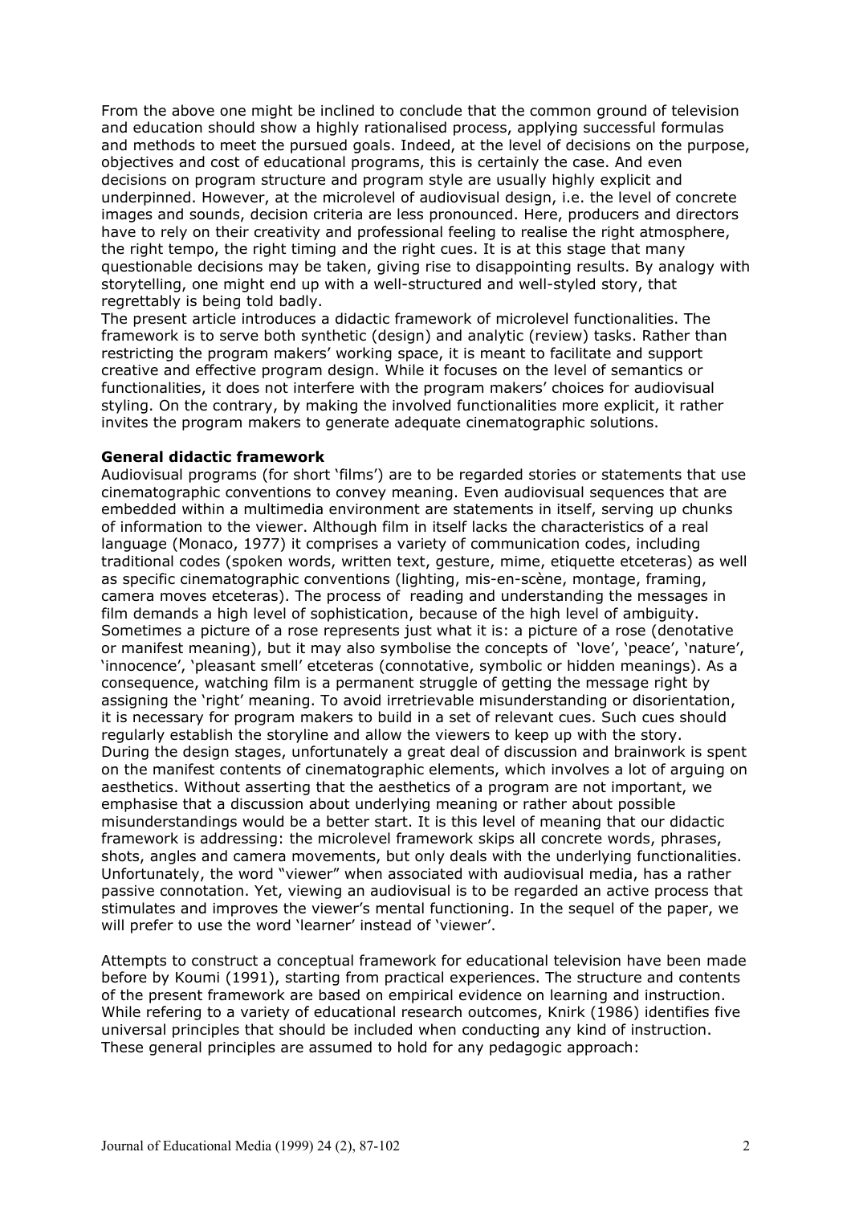From the above one might be inclined to conclude that the common ground of television and education should show a highly rationalised process, applying successful formulas and methods to meet the pursued goals. Indeed, at the level of decisions on the purpose, objectives and cost of educational programs, this is certainly the case. And even decisions on program structure and program style are usually highly explicit and underpinned. However, at the microlevel of audiovisual design, i.e. the level of concrete images and sounds, decision criteria are less pronounced. Here, producers and directors have to rely on their creativity and professional feeling to realise the right atmosphere, the right tempo, the right timing and the right cues. It is at this stage that many questionable decisions may be taken, giving rise to disappointing results. By analogy with storytelling, one might end up with a well-structured and well-styled story, that regrettably is being told badly.

The present article introduces a didactic framework of microlevel functionalities. The framework is to serve both synthetic (design) and analytic (review) tasks. Rather than restricting the program makers' working space, it is meant to facilitate and support creative and effective program design. While it focuses on the level of semantics or functionalities, it does not interfere with the program makers' choices for audiovisual styling. On the contrary, by making the involved functionalities more explicit, it rather invites the program makers to generate adequate cinematographic solutions.

**General didactic framework**

Audiovisual programs (for short 'films') are to be regarded stories or statements that use cinematographic conventions to convey meaning. Even audiovisual sequences that are embedded within a multimedia environment are statements in itself, serving up chunks of information to the viewer. Although film in itself lacks the characteristics of a real language (Monaco, 1977) it comprises a variety of communication codes, including traditional codes (spoken words, written text, gesture, mime, etiquette etceteras) as well as specific cinematographic conventions (lighting, mis-en-scène, montage, framing, camera moves etceteras). The process of reading and understanding the messages in film demands a high level of sophistication, because of the high level of ambiguity. Sometimes a picture of a rose represents just what it is: a picture of a rose (denotative or manifest meaning), but it may also symbolise the concepts of 'love', 'peace', 'nature', 'innocence', 'pleasant smell' etceteras (connotative, symbolic or hidden meanings). As a consequence, watching film is a permanent struggle of getting the message right by assigning the 'right' meaning. To avoid irretrievable misunderstanding or disorientation, it is necessary for program makers to build in a set of relevant cues. Such cues should regularly establish the storyline and allow the viewers to keep up with the story. During the design stages, unfortunately a great deal of discussion and brainwork is spent on the manifest contents of cinematographic elements, which involves a lot of arguing on aesthetics. Without asserting that the aesthetics of a program are not important, we emphasise that a discussion about underlying meaning or rather about possible misunderstandings would be a better start. It is this level of meaning that our didactic framework is addressing: the microlevel framework skips all concrete words, phrases, shots, angles and camera movements, but only deals with the underlying functionalities. Unfortunately, the word "viewer" when associated with audiovisual media, has a rather passive connotation. Yet, viewing an audiovisual is to be regarded an active process that stimulates and improves the viewer's mental functioning. In the sequel of the paper, we will prefer to use the word 'learner' instead of 'viewer'.

Attempts to construct a conceptual framework for educational television have been made before by Koumi (1991), starting from practical experiences. The structure and contents of the present framework are based on empirical evidence on learning and instruction. While refering to a variety of educational research outcomes, Knirk (1986) identifies five universal principles that should be included when conducting any kind of instruction. These general principles are assumed to hold for any pedagogic approach: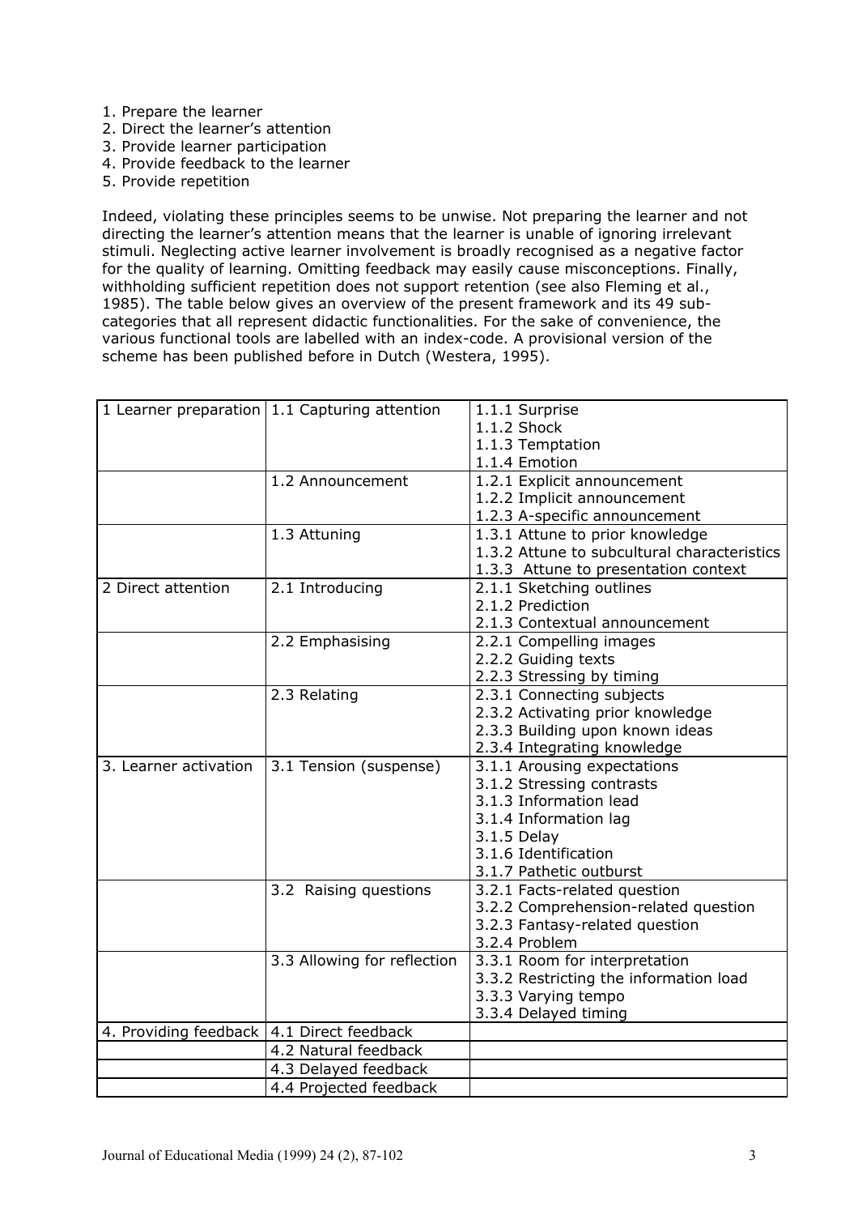1. Prepare the learner
2. Direct the learner's attention
3. Provide learner participation
4. Provide feedback to the learner
5. Provide repetition

Indeed, violating these principles seems to be unwise. Not preparing the learner and not directing the learner's attention means that the learner is unable of ignoring irrelevant stimuli. Neglecting active learner involvement is broadly recognised as a negative factor for the quality of learning. Omitting feedback may easily cause misconceptions. Finally, withholding sufficient repetition does not support retention (see also Fleming et al., 1985). The table below gives an overview of the present framework and its 49 sub-categories that all represent didactic functionalities. For the sake of convenience, the various functional tools are labelled with an index-code. A provisional version of the scheme has been published before in Dutch (Westera, 1995).

| | | |
|---|---|---|
| 1 Learner preparation | 1.1 Capturing attention | 1.1.1 Surprise<br>1.1.2 Shock<br>1.1.3 Temptation<br>1.1.4 Emotion |
| | 1.2 Announcement | 1.2.1 Explicit announcement<br>1.2.2 Implicit announcement<br>1.2.3 A-specific announcement |
| | 1.3 Attuning | 1.3.1 Attune to prior knowledge<br>1.3.2 Attune to subcultural characteristics<br>1.3.3 Attune to presentation context |
| 2 Direct attention | 2.1 Introducing | 2.1.1 Sketching outlines<br>2.1.2 Prediction<br>2.1.3 Contextual announcement |
| | 2.2 Emphasising | 2.2.1 Compelling images<br>2.2.2 Guiding texts<br>2.2.3 Stressing by timing |
| | 2.3 Relating | 2.3.1 Connecting subjects<br>2.3.2 Activating prior knowledge<br>2.3.3 Building upon known ideas<br>2.3.4 Integrating knowledge |
| 3. Learner activation | 3.1 Tension (suspense) | 3.1.1 Arousing expectations<br>3.1.2 Stressing contrasts<br>3.1.3 Information lead<br>3.1.4 Information lag<br>3.1.5 Delay<br>3.1.6 Identification<br>3.1.7 Pathetic outburst |
| | 3.2 Raising questions | 3.2.1 Facts-related question<br>3.2.2 Comprehension-related question<br>3.2.3 Fantasy-related question<br>3.2.4 Problem |
| | 3.3 Allowing for reflection | 3.3.1 Room for interpretation<br>3.3.2 Restricting the information load<br>3.3.3 Varying tempo<br>3.3.4 Delayed timing |
| 4. Providing feedback | 4.1 Direct feedback | |
| | 4.2 Natural feedback | |
| | 4.3 Delayed feedback | |
| | 4.4 Projected feedback | |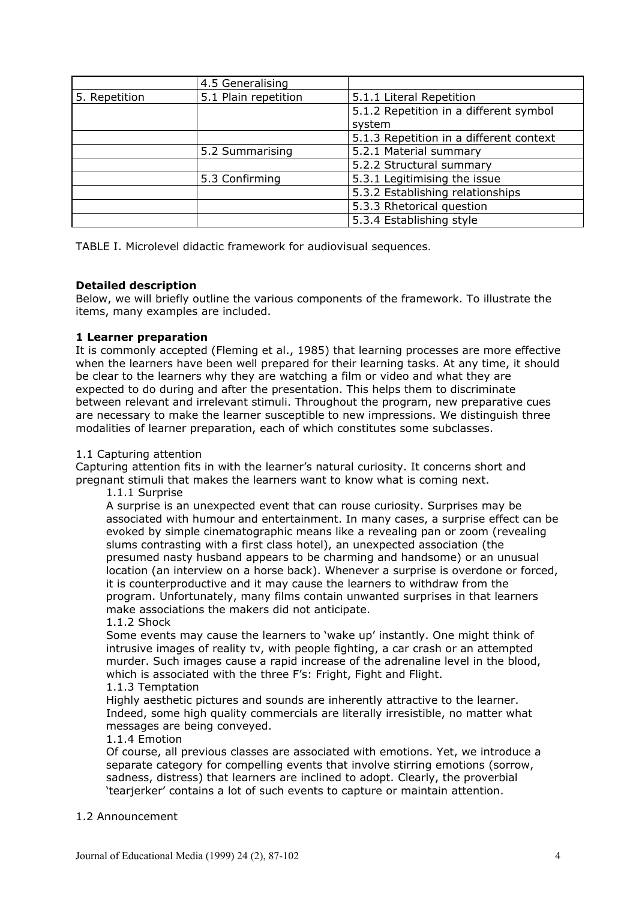| | | |
|---|---|---|
| | 4.5 Generalising | |
| 5. Repetition | 5.1 Plain repetition | 5.1.1 Literal Repetition |
| | | 5.1.2 Repetition in a different symbol system |
| | | 5.1.3 Repetition in a different context |
| | 5.2 Summarising | 5.2.1 Material summary |
| | | 5.2.2 Structural summary |
| | 5.3 Confirming | 5.3.1 Legitimising the issue |
| | | 5.3.2 Establishing relationships |
| | | 5.3.3 Rhetorical question |
| | | 5.3.4 Establishing style |

TABLE I. Microlevel didactic framework for audiovisual sequences.

**Detailed description**

Below, we will briefly outline the various components of the framework. To illustrate the items, many examples are included.

**1 Learner preparation**

It is commonly accepted (Fleming et al., 1985) that learning processes are more effective when the learners have been well prepared for their learning tasks. At any time, it should be clear to the learners why they are watching a film or video and what they are expected to do during and after the presentation. This helps them to discriminate between relevant and irrelevant stimuli. Throughout the program, new preparative cues are necessary to make the learner susceptible to new impressions. We distinguish three modalities of learner preparation, each of which constitutes some subclasses.

1.1 Capturing attention

Capturing attention fits in with the learner's natural curiosity. It concerns short and pregnant stimuli that makes the learners want to know what is coming next.

1.1.1 Surprise

A surprise is an unexpected event that can rouse curiosity. Surprises may be associated with humour and entertainment. In many cases, a surprise effect can be evoked by simple cinematographic means like a revealing pan or zoom (revealing slums contrasting with a first class hotel), an unexpected association (the presumed nasty husband appears to be charming and handsome) or an unusual location (an interview on a horse back). Whenever a surprise is overdone or forced, it is counterproductive and it may cause the learners to withdraw from the program. Unfortunately, many films contain unwanted surprises in that learners make associations the makers did not anticipate.

1.1.2 Shock

Some events may cause the learners to 'wake up' instantly. One might think of intrusive images of reality tv, with people fighting, a car crash or an attempted murder. Such images cause a rapid increase of the adrenaline level in the blood, which is associated with the three F's: Fright, Fight and Flight.

1.1.3 Temptation

Highly aesthetic pictures and sounds are inherently attractive to the learner. Indeed, some high quality commercials are literally irresistible, no matter what messages are being conveyed.

1.1.4 Emotion

Of course, all previous classes are associated with emotions. Yet, we introduce a separate category for compelling events that involve stirring emotions (sorrow, sadness, distress) that learners are inclined to adopt. Clearly, the proverbial 'tearjerker' contains a lot of such events to capture or maintain attention.

1.2 Announcement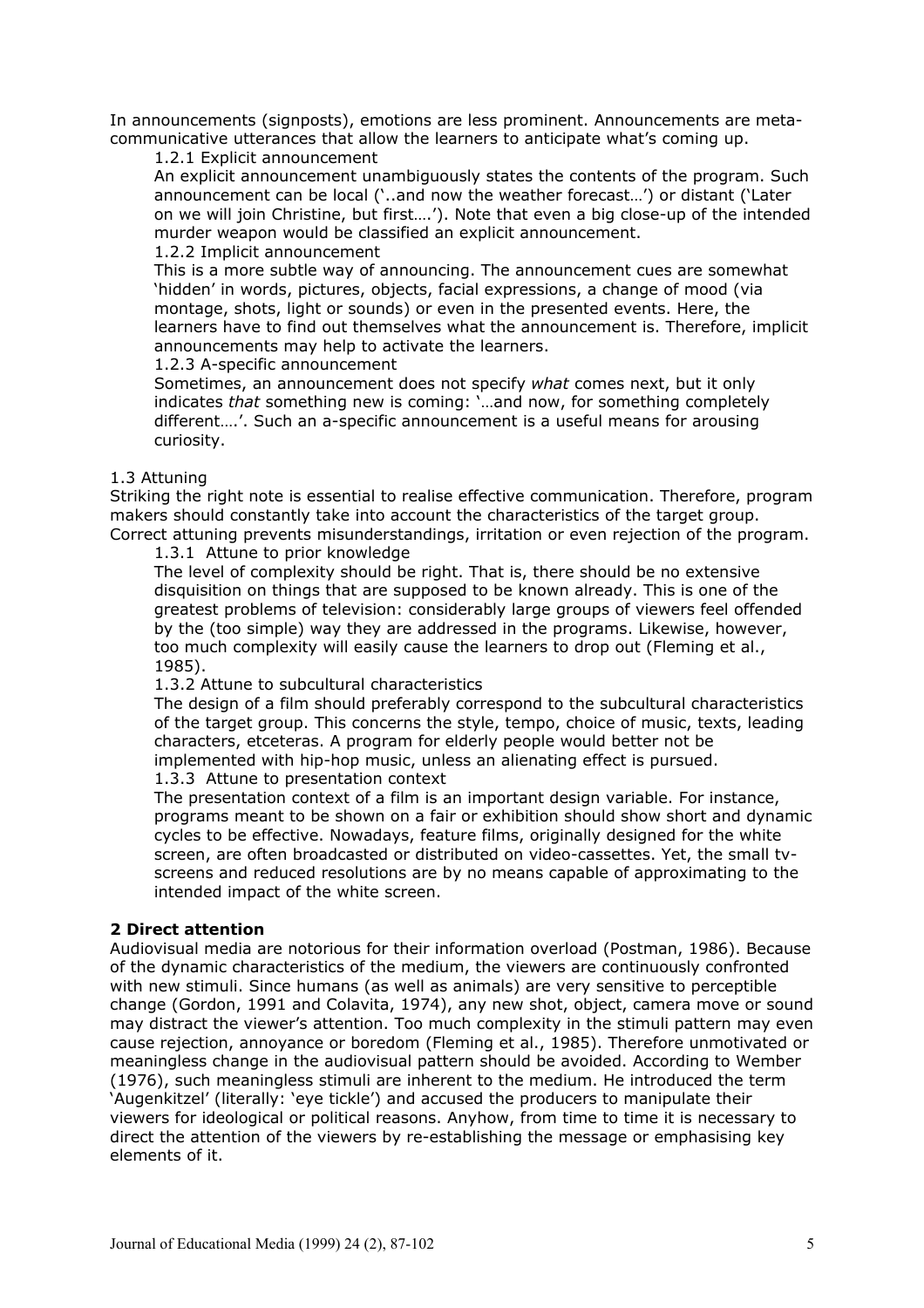In announcements (signposts), emotions are less prominent. Announcements are meta-communicative utterances that allow the learners to anticipate what's coming up.

#### 1.2.1 Explicit announcement

An explicit announcement unambiguously states the contents of the program. Such announcement can be local ('..and now the weather forecast…') or distant ('Later on we will join Christine, but first….'). Note that even a big close-up of the intended murder weapon would be classified an explicit announcement.

#### 1.2.2 Implicit announcement

This is a more subtle way of announcing. The announcement cues are somewhat 'hidden' in words, pictures, objects, facial expressions, a change of mood (via montage, shots, light or sounds) or even in the presented events. Here, the learners have to find out themselves what the announcement is. Therefore, implicit announcements may help to activate the learners.

#### 1.2.3 A-specific announcement

Sometimes, an announcement does not specify *what* comes next, but it only indicates *that* something new is coming: '…and now, for something completely different….'. Such an a-specific announcement is a useful means for arousing curiosity.

### 1.3 Attuning

Striking the right note is essential to realise effective communication. Therefore, program makers should constantly take into account the characteristics of the target group. Correct attuning prevents misunderstandings, irritation or even rejection of the program.

#### 1.3.1 Attune to prior knowledge

The level of complexity should be right. That is, there should be no extensive disquisition on things that are supposed to be known already. This is one of the greatest problems of television: considerably large groups of viewers feel offended by the (too simple) way they are addressed in the programs. Likewise, however, too much complexity will easily cause the learners to drop out (Fleming et al., 1985).

#### 1.3.2 Attune to subcultural characteristics

The design of a film should preferably correspond to the subcultural characteristics of the target group. This concerns the style, tempo, choice of music, texts, leading characters, etceteras. A program for elderly people would better not be implemented with hip-hop music, unless an alienating effect is pursued.

#### 1.3.3 Attune to presentation context

The presentation context of a film is an important design variable. For instance, programs meant to be shown on a fair or exhibition should show short and dynamic cycles to be effective. Nowadays, feature films, originally designed for the white screen, are often broadcasted or distributed on video-cassettes. Yet, the small tv-screens and reduced resolutions are by no means capable of approximating to the intended impact of the white screen.

## 2 Direct attention

Audiovisual media are notorious for their information overload (Postman, 1986). Because of the dynamic characteristics of the medium, the viewers are continuously confronted with new stimuli. Since humans (as well as animals) are very sensitive to perceptible change (Gordon, 1991 and Colavita, 1974), any new shot, object, camera move or sound may distract the viewer's attention. Too much complexity in the stimuli pattern may even cause rejection, annoyance or boredom (Fleming et al., 1985). Therefore unmotivated or meaningless change in the audiovisual pattern should be avoided. According to Wember (1976), such meaningless stimuli are inherent to the medium. He introduced the term 'Augenkitzel' (literally: 'eye tickle') and accused the producers to manipulate their viewers for ideological or political reasons. Anyhow, from time to time it is necessary to direct the attention of the viewers by re-establishing the message or emphasising key elements of it.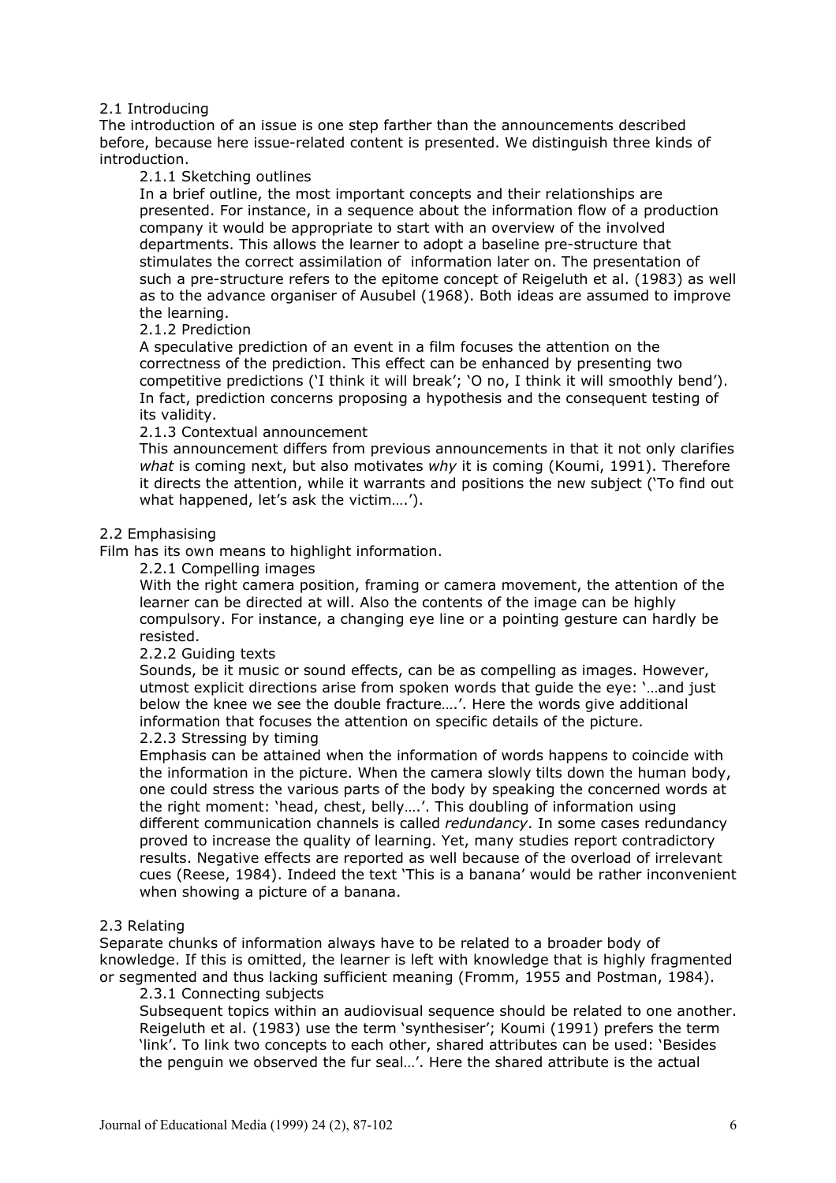## 2.1 Introducing

The introduction of an issue is one step farther than the announcements described before, because here issue-related content is presented. We distinguish three kinds of introduction.

### 2.1.1 Sketching outlines

In a brief outline, the most important concepts and their relationships are presented. For instance, in a sequence about the information flow of a production company it would be appropriate to start with an overview of the involved departments. This allows the learner to adopt a baseline pre-structure that stimulates the correct assimilation of information later on. The presentation of such a pre-structure refers to the epitome concept of Reigeluth et al. (1983) as well as to the advance organiser of Ausubel (1968). Both ideas are assumed to improve the learning.

### 2.1.2 Prediction

A speculative prediction of an event in a film focuses the attention on the correctness of the prediction. This effect can be enhanced by presenting two competitive predictions ('I think it will break'; 'O no, I think it will smoothly bend'). In fact, prediction concerns proposing a hypothesis and the consequent testing of its validity.

### 2.1.3 Contextual announcement

This announcement differs from previous announcements in that it not only clarifies *what* is coming next, but also motivates *why* it is coming (Koumi, 1991). Therefore it directs the attention, while it warrants and positions the new subject ('To find out what happened, let's ask the victim….').

## 2.2 Emphasising

Film has its own means to highlight information.

### 2.2.1 Compelling images

With the right camera position, framing or camera movement, the attention of the learner can be directed at will. Also the contents of the image can be highly compulsory. For instance, a changing eye line or a pointing gesture can hardly be resisted.

### 2.2.2 Guiding texts

Sounds, be it music or sound effects, can be as compelling as images. However, utmost explicit directions arise from spoken words that guide the eye: '…and just below the knee we see the double fracture….'. Here the words give additional information that focuses the attention on specific details of the picture.

### 2.2.3 Stressing by timing

Emphasis can be attained when the information of words happens to coincide with the information in the picture. When the camera slowly tilts down the human body, one could stress the various parts of the body by speaking the concerned words at the right moment: 'head, chest, belly….'. This doubling of information using different communication channels is called *redundancy*. In some cases redundancy proved to increase the quality of learning. Yet, many studies report contradictory results. Negative effects are reported as well because of the overload of irrelevant cues (Reese, 1984). Indeed the text 'This is a banana' would be rather inconvenient when showing a picture of a banana.

## 2.3 Relating

Separate chunks of information always have to be related to a broader body of knowledge. If this is omitted, the learner is left with knowledge that is highly fragmented or segmented and thus lacking sufficient meaning (Fromm, 1955 and Postman, 1984).

### 2.3.1 Connecting subjects

Subsequent topics within an audiovisual sequence should be related to one another. Reigeluth et al. (1983) use the term 'synthesiser'; Koumi (1991) prefers the term 'link'. To link two concepts to each other, shared attributes can be used: 'Besides the penguin we observed the fur seal…'. Here the shared attribute is the actual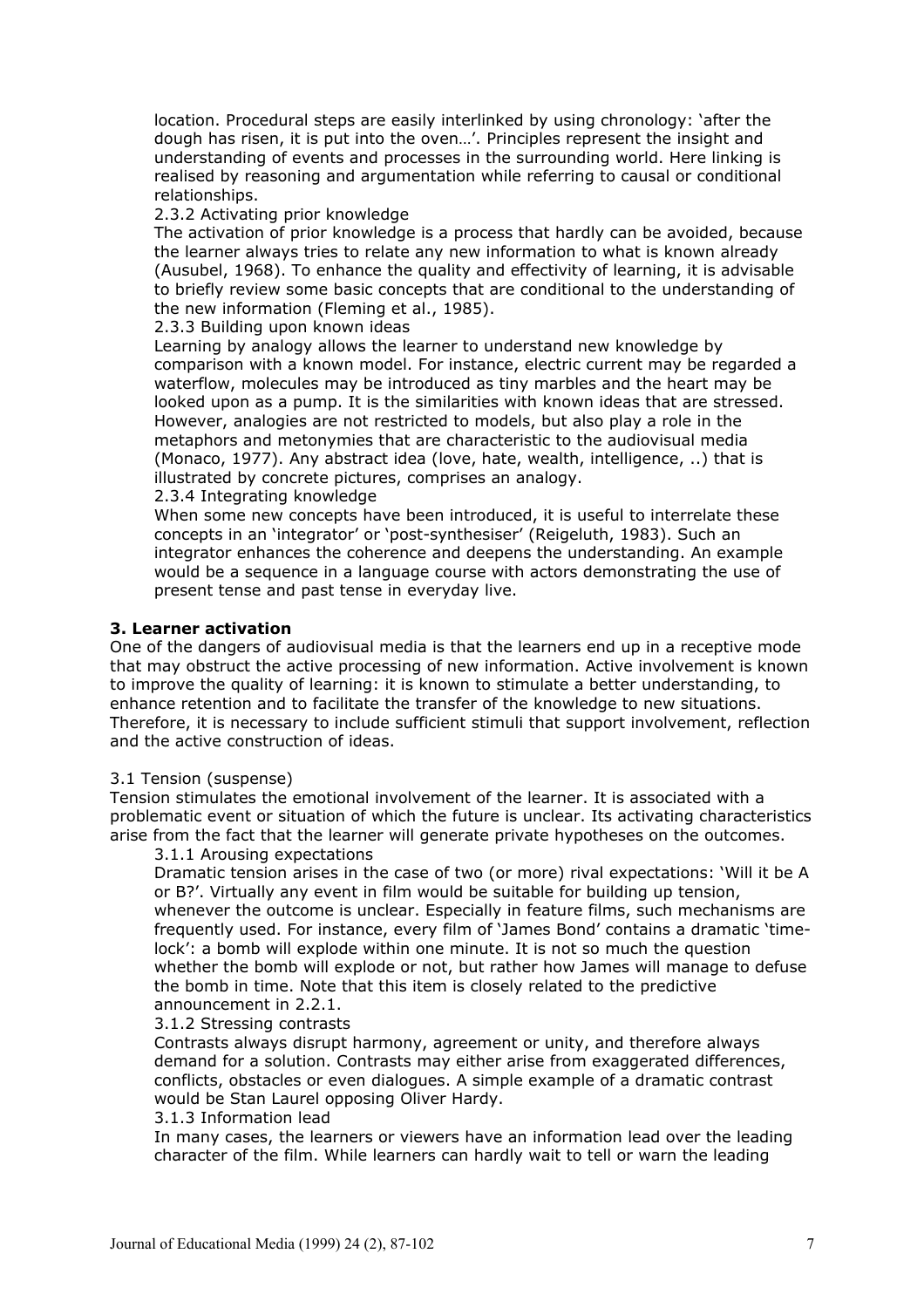location. Procedural steps are easily interlinked by using chronology: 'after the dough has risen, it is put into the oven…'. Principles represent the insight and understanding of events and processes in the surrounding world. Here linking is realised by reasoning and argumentation while referring to causal or conditional relationships.

#### 2.3.2 Activating prior knowledge

The activation of prior knowledge is a process that hardly can be avoided, because the learner always tries to relate any new information to what is known already (Ausubel, 1968). To enhance the quality and effectivity of learning, it is advisable to briefly review some basic concepts that are conditional to the understanding of the new information (Fleming et al., 1985).

#### 2.3.3 Building upon known ideas

Learning by analogy allows the learner to understand new knowledge by comparison with a known model. For instance, electric current may be regarded a waterflow, molecules may be introduced as tiny marbles and the heart may be looked upon as a pump. It is the similarities with known ideas that are stressed. However, analogies are not restricted to models, but also play a role in the metaphors and metonymies that are characteristic to the audiovisual media (Monaco, 1977). Any abstract idea (love, hate, wealth, intelligence, ..) that is illustrated by concrete pictures, comprises an analogy.

#### 2.3.4 Integrating knowledge

When some new concepts have been introduced, it is useful to interrelate these concepts in an 'integrator' or 'post-synthesiser' (Reigeluth, 1983). Such an integrator enhances the coherence and deepens the understanding. An example would be a sequence in a language course with actors demonstrating the use of present tense and past tense in everyday live.

## 3. Learner activation

One of the dangers of audiovisual media is that the learners end up in a receptive mode that may obstruct the active processing of new information. Active involvement is known to improve the quality of learning: it is known to stimulate a better understanding, to enhance retention and to facilitate the transfer of the knowledge to new situations. Therefore, it is necessary to include sufficient stimuli that support involvement, reflection and the active construction of ideas.

### 3.1 Tension (suspense)

Tension stimulates the emotional involvement of the learner. It is associated with a problematic event or situation of which the future is unclear. Its activating characteristics arise from the fact that the learner will generate private hypotheses on the outcomes.

#### 3.1.1 Arousing expectations

Dramatic tension arises in the case of two (or more) rival expectations: 'Will it be A or B?'. Virtually any event in film would be suitable for building up tension, whenever the outcome is unclear. Especially in feature films, such mechanisms are frequently used. For instance, every film of 'James Bond' contains a dramatic 'time-lock': a bomb will explode within one minute. It is not so much the question whether the bomb will explode or not, but rather how James will manage to defuse the bomb in time. Note that this item is closely related to the predictive announcement in 2.2.1.

#### 3.1.2 Stressing contrasts

Contrasts always disrupt harmony, agreement or unity, and therefore always demand for a solution. Contrasts may either arise from exaggerated differences, conflicts, obstacles or even dialogues. A simple example of a dramatic contrast would be Stan Laurel opposing Oliver Hardy.

#### 3.1.3 Information lead

In many cases, the learners or viewers have an information lead over the leading character of the film. While learners can hardly wait to tell or warn the leading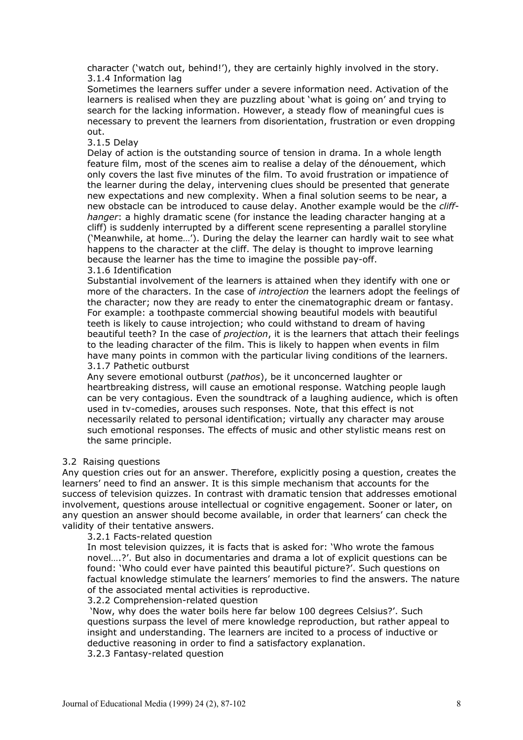character ('watch out, behind!'), they are certainly highly involved in the story.

#### 3.1.4 Information lag

Sometimes the learners suffer under a severe information need. Activation of the learners is realised when they are puzzling about 'what is going on' and trying to search for the lacking information. However, a steady flow of meaningful cues is necessary to prevent the learners from disorientation, frustration or even dropping out.

#### 3.1.5 Delay

Delay of action is the outstanding source of tension in drama. In a whole length feature film, most of the scenes aim to realise a delay of the dénouement, which only covers the last five minutes of the film. To avoid frustration or impatience of the learner during the delay, intervening clues should be presented that generate new expectations and new complexity. When a final solution seems to be near, a new obstacle can be introduced to cause delay. Another example would be the *cliff-hanger*: a highly dramatic scene (for instance the leading character hanging at a cliff) is suddenly interrupted by a different scene representing a parallel storyline ('Meanwhile, at home…'). During the delay the learner can hardly wait to see what happens to the character at the cliff. The delay is thought to improve learning because the learner has the time to imagine the possible pay-off.

#### 3.1.6 Identification

Substantial involvement of the learners is attained when they identify with one or more of the characters. In the case of *introjection* the learners adopt the feelings of the character; now they are ready to enter the cinematographic dream or fantasy. For example: a toothpaste commercial showing beautiful models with beautiful teeth is likely to cause introjection; who could withstand to dream of having beautiful teeth? In the case of *projection*, it is the learners that attach their feelings to the leading character of the film. This is likely to happen when events in film have many points in common with the particular living conditions of the learners.

#### 3.1.7 Pathetic outburst

Any severe emotional outburst (*pathos*), be it unconcerned laughter or heartbreaking distress, will cause an emotional response. Watching people laugh can be very contagious. Even the soundtrack of a laughing audience, which is often used in tv-comedies, arouses such responses. Note, that this effect is not necessarily related to personal identification; virtually any character may arouse such emotional responses. The effects of music and other stylistic means rest on the same principle.

### 3.2 Raising questions

Any question cries out for an answer. Therefore, explicitly posing a question, creates the learners' need to find an answer. It is this simple mechanism that accounts for the success of television quizzes. In contrast with dramatic tension that addresses emotional involvement, questions arouse intellectual or cognitive engagement. Sooner or later, on any question an answer should become available, in order that learners' can check the validity of their tentative answers.

#### 3.2.1 Facts-related question

In most television quizzes, it is facts that is asked for: 'Who wrote the famous novel….?'. But also in documentaries and drama a lot of explicit questions can be found: 'Who could ever have painted this beautiful picture?'. Such questions on factual knowledge stimulate the learners' memories to find the answers. The nature of the associated mental activities is reproductive.

#### 3.2.2 Comprehension-related question

'Now, why does the water boils here far below 100 degrees Celsius?'. Such questions surpass the level of mere knowledge reproduction, but rather appeal to insight and understanding. The learners are incited to a process of inductive or deductive reasoning in order to find a satisfactory explanation.

#### 3.2.3 Fantasy-related question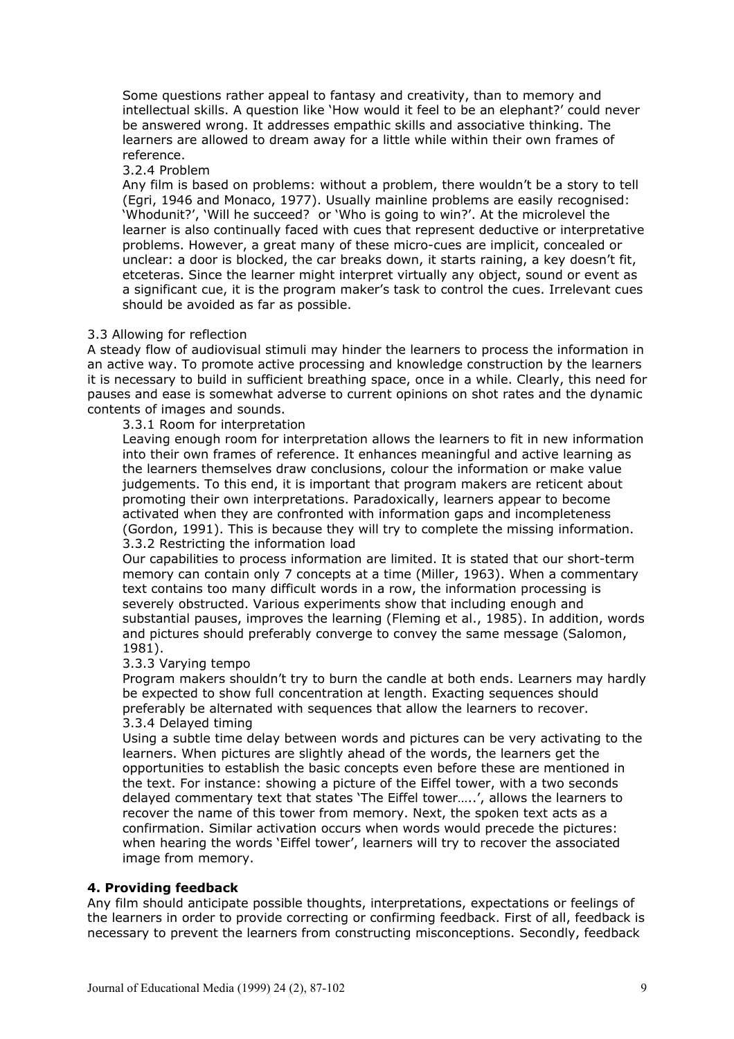Some questions rather appeal to fantasy and creativity, than to memory and intellectual skills. A question like 'How would it feel to be an elephant?' could never be answered wrong. It addresses empathic skills and associative thinking. The learners are allowed to dream away for a little while within their own frames of reference.

#### 3.2.4 Problem

Any film is based on problems: without a problem, there wouldn't be a story to tell (Egri, 1946 and Monaco, 1977). Usually mainline problems are easily recognised: 'Whodunit?', 'Will he succeed? or 'Who is going to win?'. At the microlevel the learner is also continually faced with cues that represent deductive or interpretative problems. However, a great many of these micro-cues are implicit, concealed or unclear: a door is blocked, the car breaks down, it starts raining, a key doesn't fit, etceteras. Since the learner might interpret virtually any object, sound or event as a significant cue, it is the program maker's task to control the cues. Irrelevant cues should be avoided as far as possible.

### 3.3 Allowing for reflection

A steady flow of audiovisual stimuli may hinder the learners to process the information in an active way. To promote active processing and knowledge construction by the learners it is necessary to build in sufficient breathing space, once in a while. Clearly, this need for pauses and ease is somewhat adverse to current opinions on shot rates and the dynamic contents of images and sounds.

#### 3.3.1 Room for interpretation

Leaving enough room for interpretation allows the learners to fit in new information into their own frames of reference. It enhances meaningful and active learning as the learners themselves draw conclusions, colour the information or make value judgements. To this end, it is important that program makers are reticent about promoting their own interpretations. Paradoxically, learners appear to become activated when they are confronted with information gaps and incompleteness (Gordon, 1991). This is because they will try to complete the missing information.

#### 3.3.2 Restricting the information load

Our capabilities to process information are limited. It is stated that our short-term memory can contain only 7 concepts at a time (Miller, 1963). When a commentary text contains too many difficult words in a row, the information processing is severely obstructed. Various experiments show that including enough and substantial pauses, improves the learning (Fleming et al., 1985). In addition, words and pictures should preferably converge to convey the same message (Salomon, 1981).

#### 3.3.3 Varying tempo

Program makers shouldn't try to burn the candle at both ends. Learners may hardly be expected to show full concentration at length. Exacting sequences should preferably be alternated with sequences that allow the learners to recover.

#### 3.3.4 Delayed timing

Using a subtle time delay between words and pictures can be very activating to the learners. When pictures are slightly ahead of the words, the learners get the opportunities to establish the basic concepts even before these are mentioned in the text. For instance: showing a picture of the Eiffel tower, with a two seconds delayed commentary text that states 'The Eiffel tower…..', allows the learners to recover the name of this tower from memory. Next, the spoken text acts as a confirmation. Similar activation occurs when words would precede the pictures: when hearing the words 'Eiffel tower', learners will try to recover the associated image from memory.

## 4. Providing feedback

Any film should anticipate possible thoughts, interpretations, expectations or feelings of the learners in order to provide correcting or confirming feedback. First of all, feedback is necessary to prevent the learners from constructing misconceptions. Secondly, feedback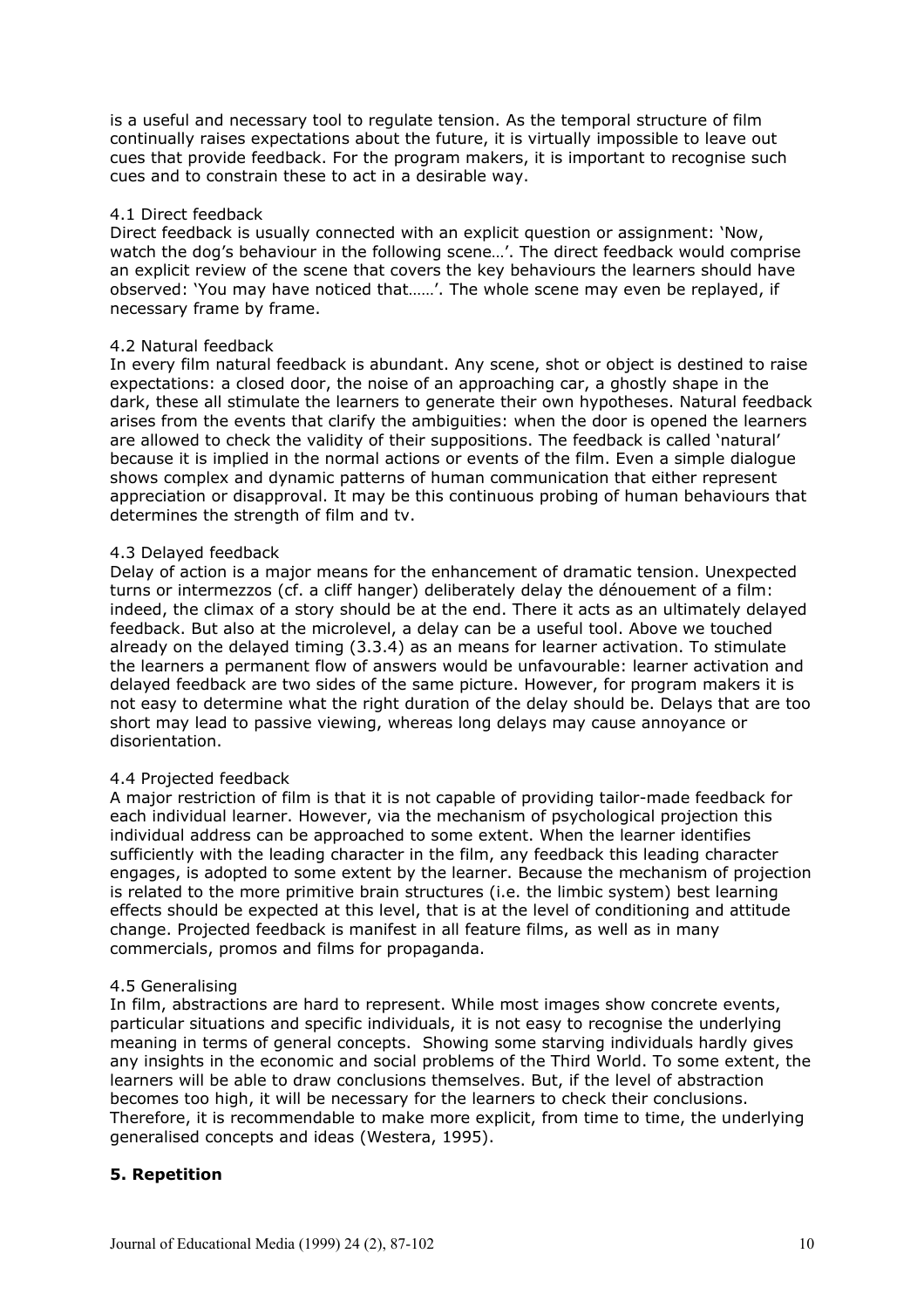is a useful and necessary tool to regulate tension. As the temporal structure of film continually raises expectations about the future, it is virtually impossible to leave out cues that provide feedback. For the program makers, it is important to recognise such cues and to constrain these to act in a desirable way.

### 4.1 Direct feedback

Direct feedback is usually connected with an explicit question or assignment: 'Now, watch the dog's behaviour in the following scene…'. The direct feedback would comprise an explicit review of the scene that covers the key behaviours the learners should have observed: 'You may have noticed that……'. The whole scene may even be replayed, if necessary frame by frame.

### 4.2 Natural feedback

In every film natural feedback is abundant. Any scene, shot or object is destined to raise expectations: a closed door, the noise of an approaching car, a ghostly shape in the dark, these all stimulate the learners to generate their own hypotheses. Natural feedback arises from the events that clarify the ambiguities: when the door is opened the learners are allowed to check the validity of their suppositions. The feedback is called 'natural' because it is implied in the normal actions or events of the film. Even a simple dialogue shows complex and dynamic patterns of human communication that either represent appreciation or disapproval. It may be this continuous probing of human behaviours that determines the strength of film and tv.

### 4.3 Delayed feedback

Delay of action is a major means for the enhancement of dramatic tension. Unexpected turns or intermezzos (cf. a cliff hanger) deliberately delay the dénouement of a film: indeed, the climax of a story should be at the end. There it acts as an ultimately delayed feedback. But also at the microlevel, a delay can be a useful tool. Above we touched already on the delayed timing (3.3.4) as an means for learner activation. To stimulate the learners a permanent flow of answers would be unfavourable: learner activation and delayed feedback are two sides of the same picture. However, for program makers it is not easy to determine what the right duration of the delay should be. Delays that are too short may lead to passive viewing, whereas long delays may cause annoyance or disorientation.

### 4.4 Projected feedback

A major restriction of film is that it is not capable of providing tailor-made feedback for each individual learner. However, via the mechanism of psychological projection this individual address can be approached to some extent. When the learner identifies sufficiently with the leading character in the film, any feedback this leading character engages, is adopted to some extent by the learner. Because the mechanism of projection is related to the more primitive brain structures (i.e. the limbic system) best learning effects should be expected at this level, that is at the level of conditioning and attitude change. Projected feedback is manifest in all feature films, as well as in many commercials, promos and films for propaganda.

### 4.5 Generalising

In film, abstractions are hard to represent. While most images show concrete events, particular situations and specific individuals, it is not easy to recognise the underlying meaning in terms of general concepts. Showing some starving individuals hardly gives any insights in the economic and social problems of the Third World. To some extent, the learners will be able to draw conclusions themselves. But, if the level of abstraction becomes too high, it will be necessary for the learners to check their conclusions. Therefore, it is recommendable to make more explicit, from time to time, the underlying generalised concepts and ideas (Westera, 1995).

## 5. Repetition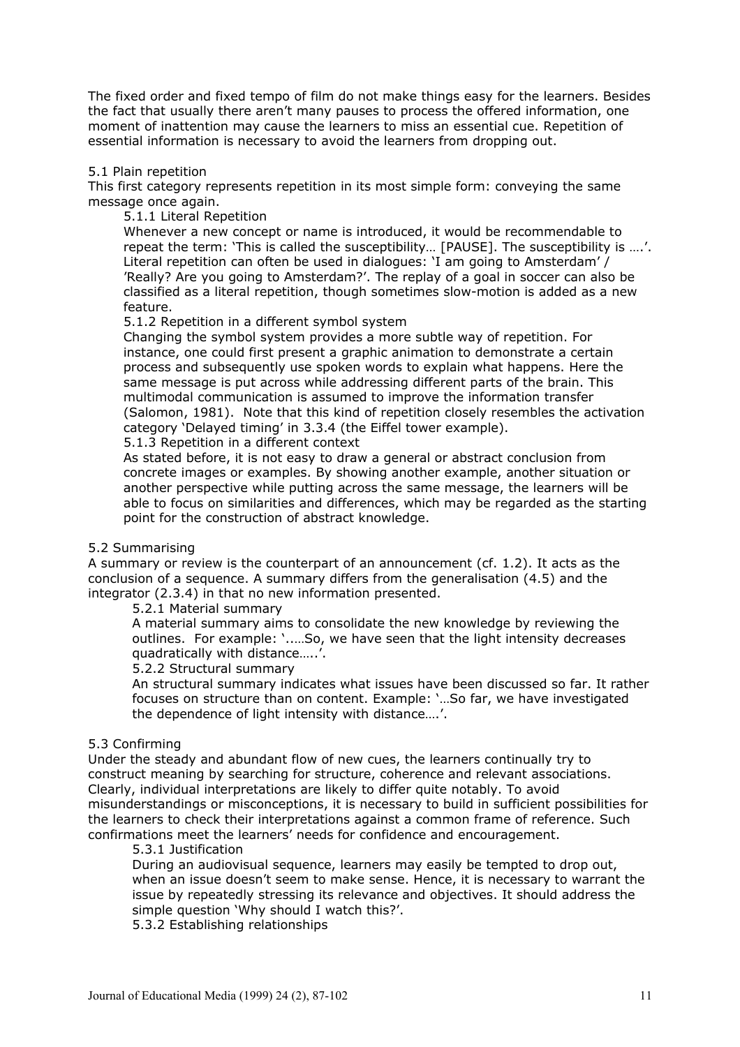The fixed order and fixed tempo of film do not make things easy for the learners. Besides the fact that usually there aren't many pauses to process the offered information, one moment of inattention may cause the learners to miss an essential cue. Repetition of essential information is necessary to avoid the learners from dropping out.

## 5.1 Plain repetition

This first category represents repetition in its most simple form: conveying the same message once again.

### 5.1.1 Literal Repetition

Whenever a new concept or name is introduced, it would be recommendable to repeat the term: 'This is called the susceptibility… [PAUSE]. The susceptibility is ….'. Literal repetition can often be used in dialogues: 'I am going to Amsterdam' / 'Really? Are you going to Amsterdam?'. The replay of a goal in soccer can also be classified as a literal repetition, though sometimes slow-motion is added as a new feature.

### 5.1.2 Repetition in a different symbol system

Changing the symbol system provides a more subtle way of repetition. For instance, one could first present a graphic animation to demonstrate a certain process and subsequently use spoken words to explain what happens. Here the same message is put across while addressing different parts of the brain. This multimodal communication is assumed to improve the information transfer (Salomon, 1981). Note that this kind of repetition closely resembles the activation category 'Delayed timing' in 3.3.4 (the Eiffel tower example).

### 5.1.3 Repetition in a different context

As stated before, it is not easy to draw a general or abstract conclusion from concrete images or examples. By showing another example, another situation or another perspective while putting across the same message, the learners will be able to focus on similarities and differences, which may be regarded as the starting point for the construction of abstract knowledge.

## 5.2 Summarising

A summary or review is the counterpart of an announcement (cf. 1.2). It acts as the conclusion of a sequence. A summary differs from the generalisation (4.5) and the integrator (2.3.4) in that no new information presented.

### 5.2.1 Material summary

A material summary aims to consolidate the new knowledge by reviewing the outlines. For example: '.….So, we have seen that the light intensity decreases quadratically with distance…..'.

### 5.2.2 Structural summary

An structural summary indicates what issues have been discussed so far. It rather focuses on structure than on content. Example: '…So far, we have investigated the dependence of light intensity with distance….'.

## 5.3 Confirming

Under the steady and abundant flow of new cues, the learners continually try to construct meaning by searching for structure, coherence and relevant associations. Clearly, individual interpretations are likely to differ quite notably. To avoid misunderstandings or misconceptions, it is necessary to build in sufficient possibilities for the learners to check their interpretations against a common frame of reference. Such confirmations meet the learners' needs for confidence and encouragement.

### 5.3.1 Justification

During an audiovisual sequence, learners may easily be tempted to drop out, when an issue doesn't seem to make sense. Hence, it is necessary to warrant the issue by repeatedly stressing its relevance and objectives. It should address the simple question 'Why should I watch this?'.

### 5.3.2 Establishing relationships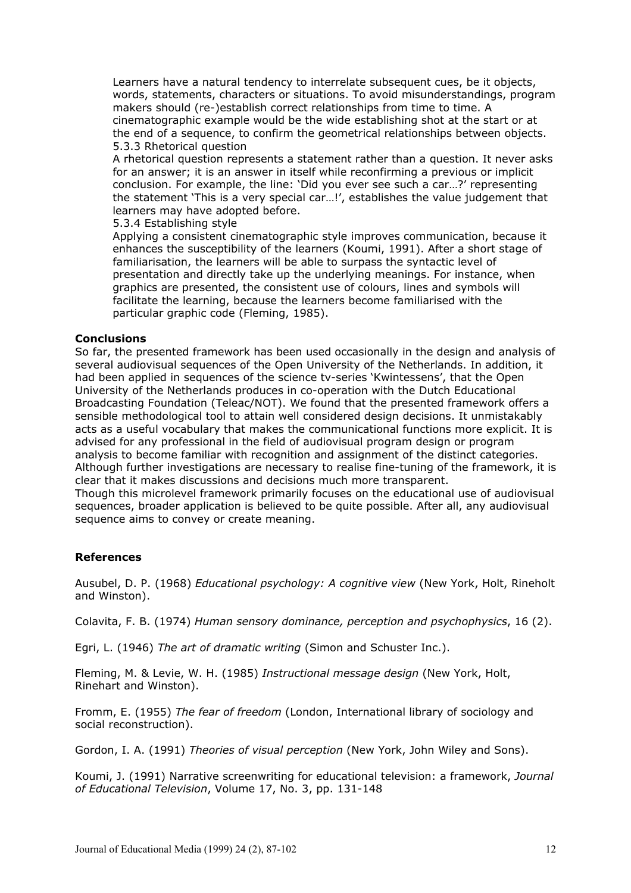Learners have a natural tendency to interrelate subsequent cues, be it objects, words, statements, characters or situations. To avoid misunderstandings, program makers should (re-)establish correct relationships from time to time. A cinematographic example would be the wide establishing shot at the start or at the end of a sequence, to confirm the geometrical relationships between objects.

5.3.3 Rhetorical question

A rhetorical question represents a statement rather than a question. It never asks for an answer; it is an answer in itself while reconfirming a previous or implicit conclusion. For example, the line: 'Did you ever see such a car…?' representing the statement 'This is a very special car…!', establishes the value judgement that learners may have adopted before.

5.3.4 Establishing style

Applying a consistent cinematographic style improves communication, because it enhances the susceptibility of the learners (Koumi, 1991). After a short stage of familiarisation, the learners will be able to surpass the syntactic level of presentation and directly take up the underlying meanings. For instance, when graphics are presented, the consistent use of colours, lines and symbols will facilitate the learning, because the learners become familiarised with the particular graphic code (Fleming, 1985).

**Conclusions**

So far, the presented framework has been used occasionally in the design and analysis of several audiovisual sequences of the Open University of the Netherlands. In addition, it had been applied in sequences of the science tv-series 'Kwintessens', that the Open University of the Netherlands produces in co-operation with the Dutch Educational Broadcasting Foundation (Teleac/NOT). We found that the presented framework offers a sensible methodological tool to attain well considered design decisions. It unmistakably acts as a useful vocabulary that makes the communicational functions more explicit. It is advised for any professional in the field of audiovisual program design or program analysis to become familiar with recognition and assignment of the distinct categories. Although further investigations are necessary to realise fine-tuning of the framework, it is clear that it makes discussions and decisions much more transparent.

Though this microlevel framework primarily focuses on the educational use of audiovisual sequences, broader application is believed to be quite possible. After all, any audiovisual sequence aims to convey or create meaning.

**References**

Ausubel, D. P. (1968) *Educational psychology: A cognitive view* (New York, Holt, Rineholt and Winston).

Colavita, F. B. (1974) *Human sensory dominance, perception and psychophysics*, 16 (2).

Egri, L. (1946) *The art of dramatic writing* (Simon and Schuster Inc.).

Fleming, M. & Levie, W. H. (1985) *Instructional message design* (New York, Holt, Rinehart and Winston).

Fromm, E. (1955) *The fear of freedom* (London, International library of sociology and social reconstruction).

Gordon, I. A. (1991) *Theories of visual perception* (New York, John Wiley and Sons).

Koumi, J. (1991) Narrative screenwriting for educational television: a framework, *Journal of Educational Television*, Volume 17, No. 3, pp. 131-148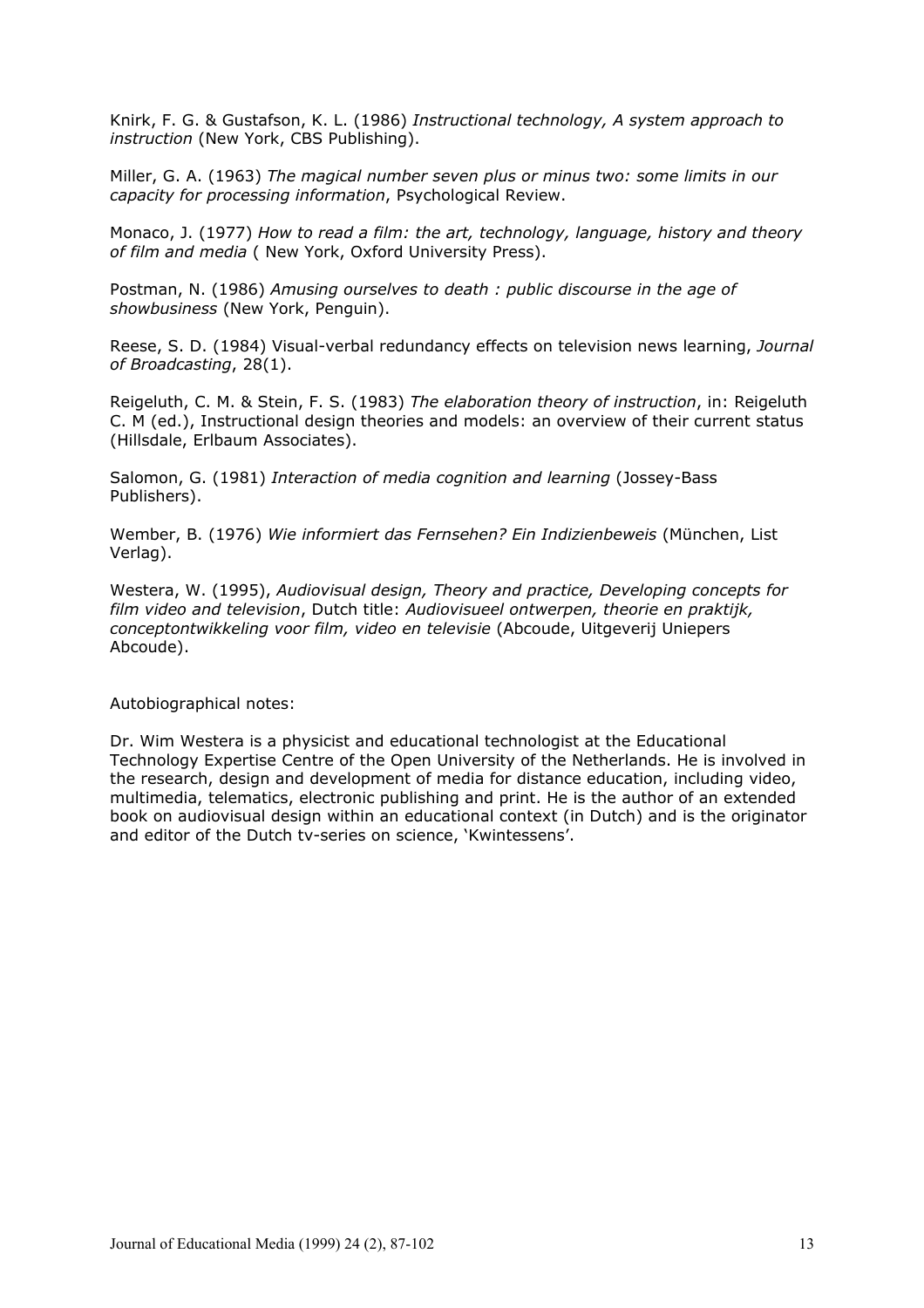Knirk, F. G. & Gustafson, K. L. (1986) *Instructional technology, A system approach to instruction* (New York, CBS Publishing).

Miller, G. A. (1963) *The magical number seven plus or minus two: some limits in our capacity for processing information*, Psychological Review.

Monaco, J. (1977) *How to read a film: the art, technology, language, history and theory of film and media* ( New York, Oxford University Press).

Postman, N. (1986) *Amusing ourselves to death : public discourse in the age of showbusiness* (New York, Penguin).

Reese, S. D. (1984) Visual-verbal redundancy effects on television news learning, *Journal of Broadcasting*, 28(1).

Reigeluth, C. M. & Stein, F. S. (1983) *The elaboration theory of instruction*, in: Reigeluth C. M (ed.), Instructional design theories and models: an overview of their current status (Hillsdale, Erlbaum Associates).

Salomon, G. (1981) *Interaction of media cognition and learning* (Jossey-Bass Publishers).

Wember, B. (1976) *Wie informiert das Fernsehen? Ein Indizienbeweis* (München, List Verlag).

Westera, W. (1995), *Audiovisual design, Theory and practice, Developing concepts for film video and television*, Dutch title: *Audiovisueel ontwerpen, theorie en praktijk, conceptontwikkeling voor film, video en televisie* (Abcoude, Uitgeverij Uniepers Abcoude).

Autobiographical notes:

Dr. Wim Westera is a physicist and educational technologist at the Educational Technology Expertise Centre of the Open University of the Netherlands. He is involved in the research, design and development of media for distance education, including video, multimedia, telematics, electronic publishing and print. He is the author of an extended book on audiovisual design within an educational context (in Dutch) and is the originator and editor of the Dutch tv-series on science, 'Kwintessens'.